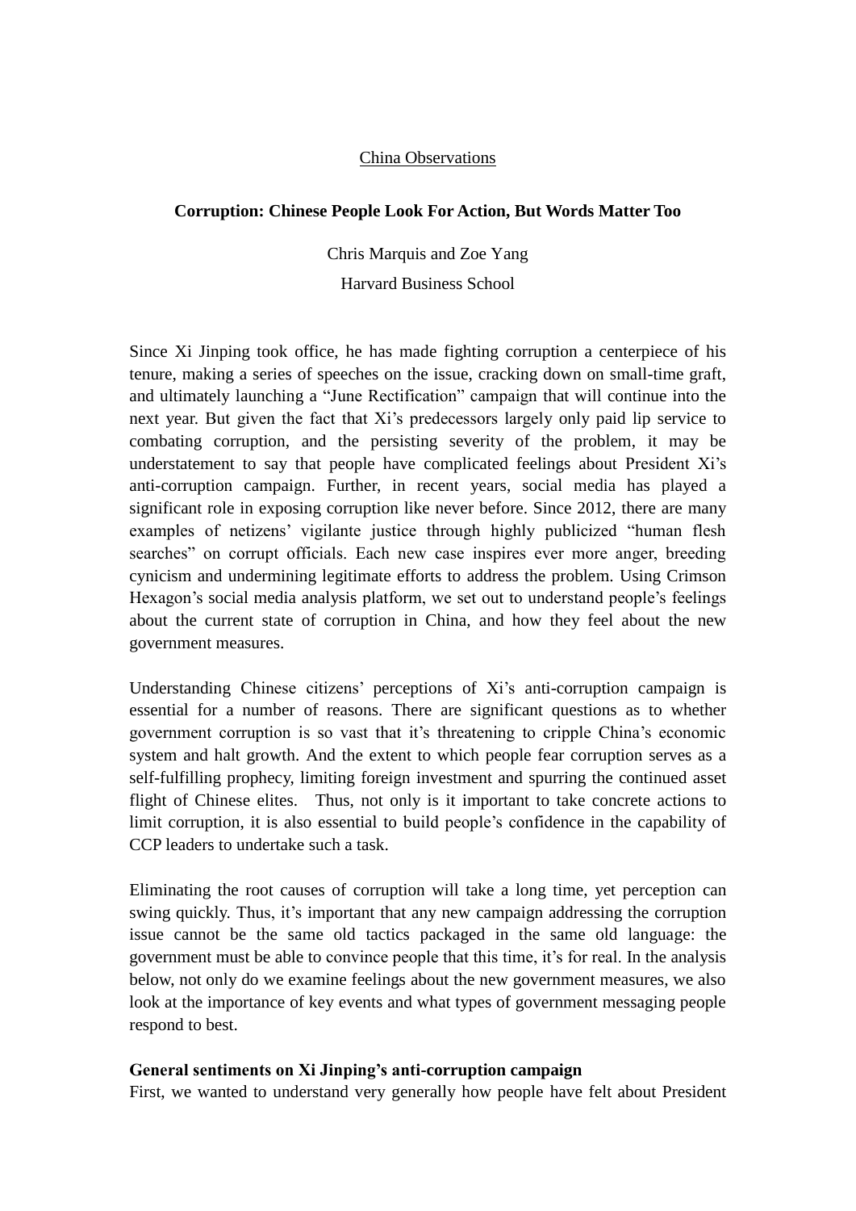China Observations

# Corruption: Chinese People Look For Action, But Words Matter Too

Chris Marquis and Zoe Yang

Harvard Business School

Since Xi Jinping took office, he has made fighting corruption a centerpiece of his tenure, making a series of speeches on the issue, cracking down on small-time graft, and ultimately launching a "June Rectification" campaign that will continue into the next year. But given the fact that Xi's predecessors largely only paid lip service to combating corruption, and the persisting severity of the problem, it may be understatement to say that people have complicated feelings about President Xi's anti-corruption campaign. Further, in recent years, social media has played a significant role in exposing corruption like never before. Since 2012, there are many examples of netizens' vigilante justice through highly publicized "human flesh searches" on corrupt officials. Each new case inspires ever more anger, breeding cynicism and undermining legitimate efforts to address the problem. Using Crimson Hexagon's social media analysis platform, we set out to understand people's feelings about the current state of corruption in China, and how they feel about the new government measures.

Understanding Chinese citizens' perceptions of Xi's anti-corruption campaign is essential for a number of reasons. There are significant questions as to whether government corruption is so vast that it's threatening to cripple China's economic system and halt growth. And the extent to which people fear corruption serves as a self-fulfilling prophecy, limiting foreign investment and spurring the continued asset flight of Chinese elites. Thus, not only is it important to take concrete actions to limit corruption, it is also essential to build people's confidence in the capability of CCP leaders to undertake such a task.

Eliminating the root causes of corruption will take a long time, yet perception can swing quickly. Thus, it's important that any new campaign addressing the corruption issue cannot be the same old tactics packaged in the same old language: the government must be able to convince people that this time, it's for real. In the analysis below, not only do we examine feelings about the new government measures, we also look at the importance of key events and what types of government messaging people respond to best.

## General sentiments on Xi Jinping's anti-corruption campaign

First, we wanted to understand very generally how people have felt about President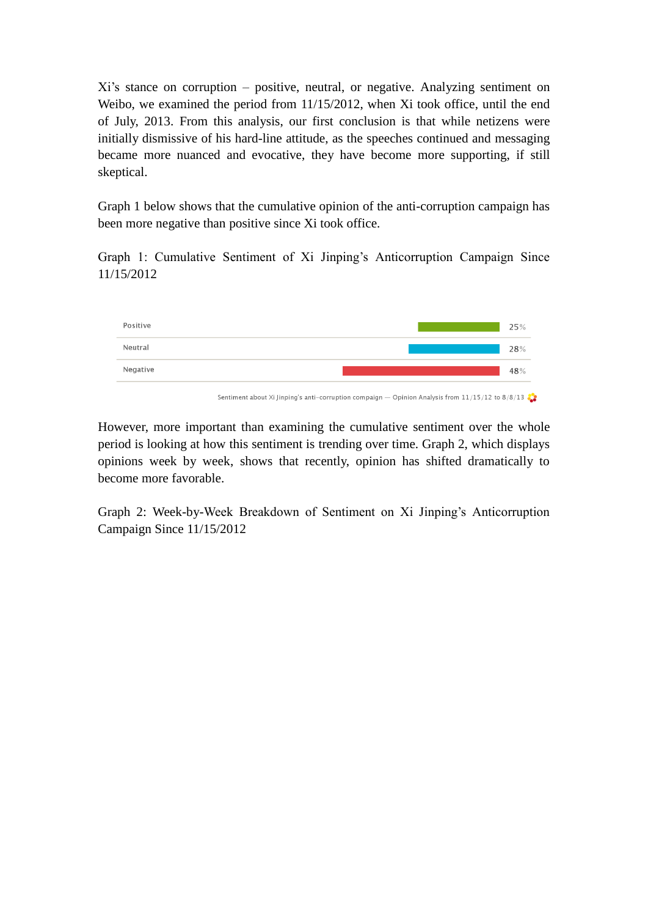Xi's stance on corruption – positive, neutral, or negative. Analyzing sentiment on Weibo, we examined the period from 11/15/2012, when Xi took office, until the end of July, 2013. From this analysis, our first conclusion is that while netizens were initially dismissive of his hard-line attitude, as the speeches continued and messaging became more nuanced and evocative, they have become more supporting, if still skeptical.

Graph 1 below shows that the cumulative opinion of the anti-corruption campaign has been more negative than positive since Xi took office.

Graph 1: Cumulative Sentiment of Xi Jinping's Anticorruption Campaign Since 11/15/2012

| Sentiment | Share |
|---|---|
| Positive | 25% |
| Neutral | 28% |
| Negative | 48% |

Sentiment about Xi Jinping's anti-corruption compaign — Opinion Analysis from 11/15/12 to 8/8/13

However, more important than examining the cumulative sentiment over the whole period is looking at how this sentiment is trending over time. Graph 2, which displays opinions week by week, shows that recently, opinion has shifted dramatically to become more favorable.

Graph 2: Week-by-Week Breakdown of Sentiment on Xi Jinping's Anticorruption Campaign Since 11/15/2012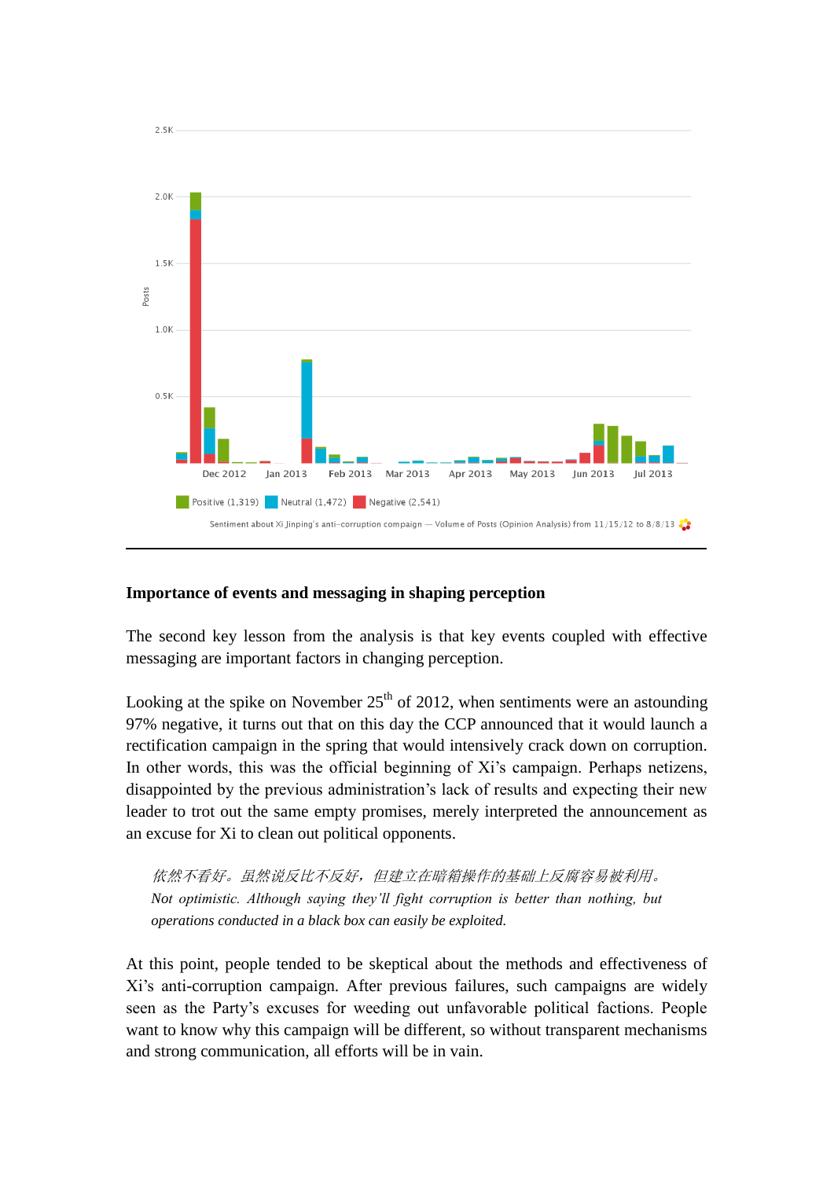Sentiment about Xi Jinping's anti-corruption compaign — Volume of Posts (Opinion Analysis) from 11/15/12 to 8/8/13

Positive (1,319) Neutral (1,472) Negative (2,541)

---

**Importance of events and messaging in shaping perception**

The second key lesson from the analysis is that key events coupled with effective messaging are important factors in changing perception.

Looking at the spike on November 25th of 2012, when sentiments were an astounding 97% negative, it turns out that on this day the CCP announced that it would launch a rectification campaign in the spring that would intensively crack down on corruption. In other words, this was the official beginning of Xi's campaign. Perhaps netizens, disappointed by the previous administration's lack of results and expecting their new leader to trot out the same empty promises, merely interpreted the announcement as an excuse for Xi to clean out political opponents.

> *依然不看好。虽然说反比不反好，但建立在暗箱操作的基础上反腐容易被利用。*
> *Not optimistic. Although saying they'll fight corruption is better than nothing, but operations conducted in a black box can easily be exploited.*

At this point, people tended to be skeptical about the methods and effectiveness of Xi's anti-corruption campaign. After previous failures, such campaigns are widely seen as the Party's excuses for weeding out unfavorable political factions. People want to know why this campaign will be different, so without transparent mechanisms and strong communication, all efforts will be in vain.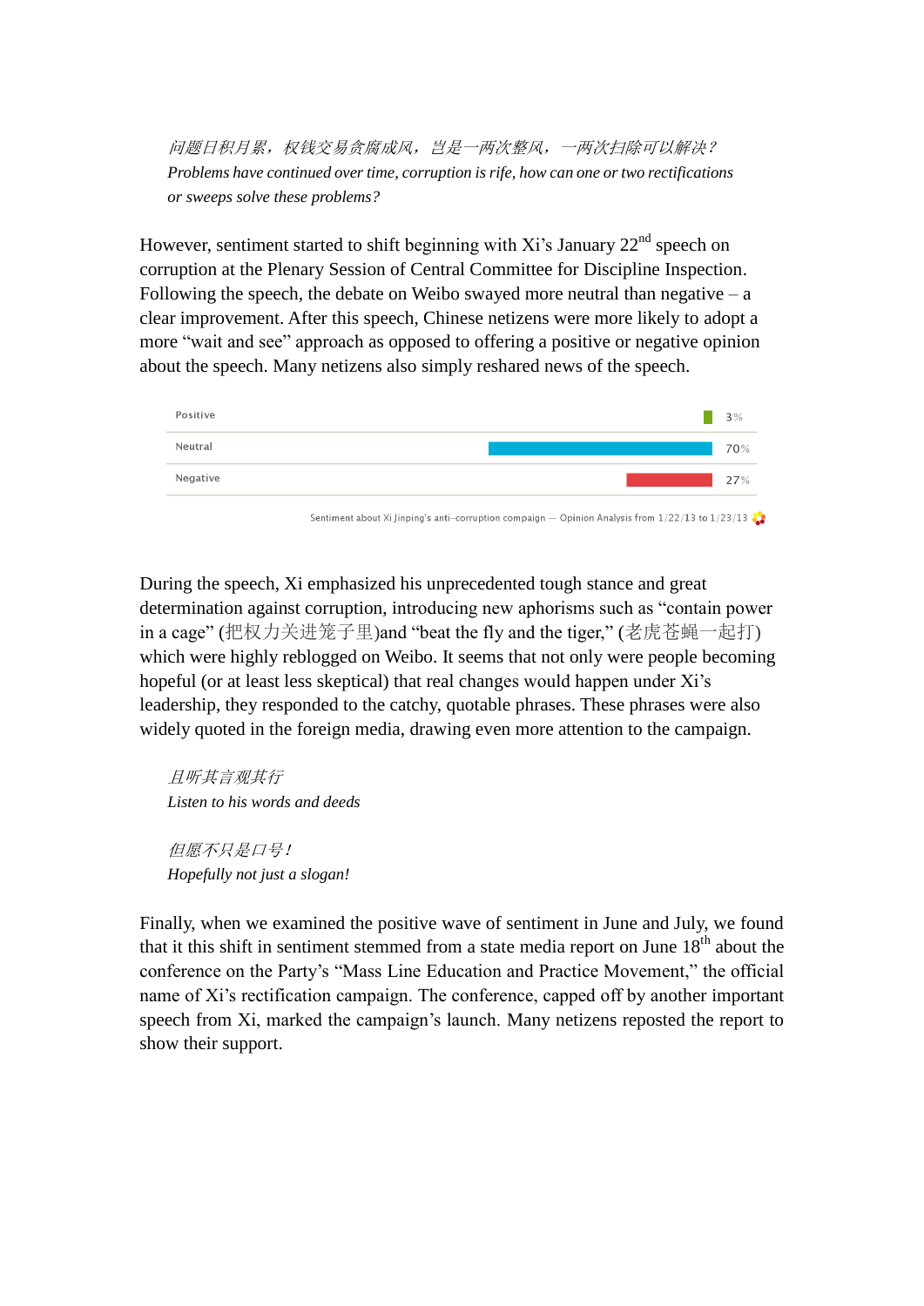*问题日积月累，权钱交易贪腐成风，岂是一两次整风，一两次扫除可以解决？*
*Problems have continued over time, corruption is rife, how can one or two rectifications or sweeps solve these problems?*

However, sentiment started to shift beginning with Xi's January 22nd speech on corruption at the Plenary Session of Central Committee for Discipline Inspection. Following the speech, the debate on Weibo swayed more neutral than negative – a clear improvement. After this speech, Chinese netizens were more likely to adopt a more "wait and see" approach as opposed to offering a positive or negative opinion about the speech. Many netizens also simply reshared news of the speech.

| Sentiment | % |
|---|---|
| Positive | 3% |
| Neutral | 70% |
| Negative | 27% |

Sentiment about Xi Jinping's anti-corruption compaign — Opinion Analysis from 1/22/13 to 1/23/13

During the speech, Xi emphasized his unprecedented tough stance and great determination against corruption, introducing new aphorisms such as "contain power in a cage" (把权力关进笼子里)and "beat the fly and the tiger," (老虎苍蝇一起打) which were highly reblogged on Weibo. It seems that not only were people becoming hopeful (or at least less skeptical) that real changes would happen under Xi's leadership, they responded to the catchy, quotable phrases. These phrases were also widely quoted in the foreign media, drawing even more attention to the campaign.

*且听其言观其行*
*Listen to his words and deeds*

*但愿不只是口号！*
*Hopefully not just a slogan!*

Finally, when we examined the positive wave of sentiment in June and July, we found that it this shift in sentiment stemmed from a state media report on June 18th about the conference on the Party's "Mass Line Education and Practice Movement," the official name of Xi's rectification campaign. The conference, capped off by another important speech from Xi, marked the campaign's launch. Many netizens reposted the report to show their support.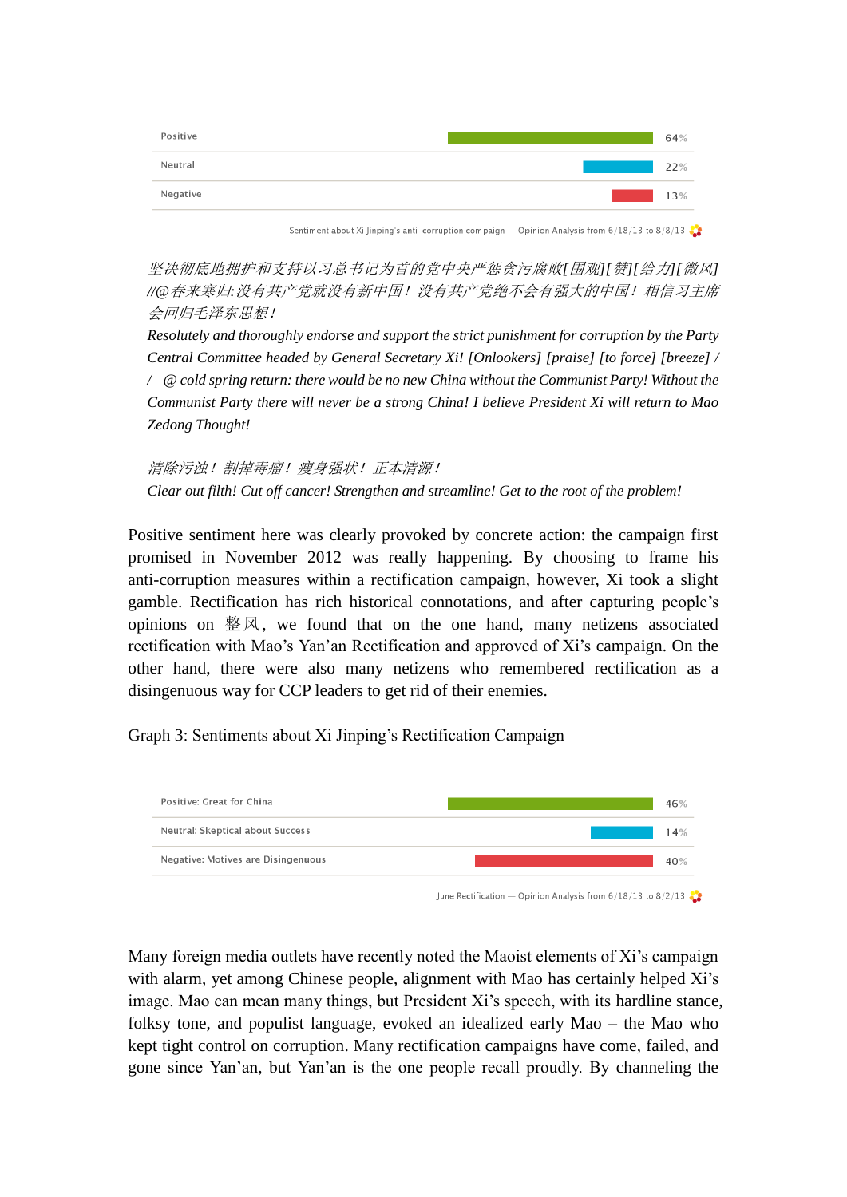| Sentiment | Percentage |
|---|---|
| Positive | 64% |
| Neutral | 22% |
| Negative | 13% |

Sentiment about Xi Jinping's anti-corruption compaign — Opinion Analysis from 6/18/13 to 8/8/13

*坚决彻底地拥护和支持以习总书记为首的党中央严惩贪污腐败[围观][赞][给力][微风]//@春来寒归:没有共产党就没有新中国！没有共产党绝不会有强大的中国！相信习主席会回归毛泽东思想！*

*Resolutely and thoroughly endorse and support the strict punishment for corruption by the Party Central Committee headed by General Secretary Xi! [Onlookers] [praise] [to force] [breeze] // @ cold spring return: there would be no new China without the Communist Party! Without the Communist Party there will never be a strong China! I believe President Xi will return to Mao Zedong Thought!*

*清除污浊！割掉毒瘤！瘦身强状！正本清源！*

*Clear out filth! Cut off cancer! Strengthen and streamline! Get to the root of the problem!*

Positive sentiment here was clearly provoked by concrete action: the campaign first promised in November 2012 was really happening. By choosing to frame his anti-corruption measures within a rectification campaign, however, Xi took a slight gamble. Rectification has rich historical connotations, and after capturing people's opinions on 整风, we found that on the one hand, many netizens associated rectification with Mao's Yan'an Rectification and approved of Xi's campaign. On the other hand, there were also many netizens who remembered rectification as a disingenuous way for CCP leaders to get rid of their enemies.

Graph 3: Sentiments about Xi Jinping's Rectification Campaign

| Sentiment | Percentage |
|---|---|
| Positive: Great for China | 46% |
| Neutral: Skeptical about Success | 14% |
| Negative: Motives are Disingenuous | 40% |

June Rectification — Opinion Analysis from 6/18/13 to 8/2/13

Many foreign media outlets have recently noted the Maoist elements of Xi's campaign with alarm, yet among Chinese people, alignment with Mao has certainly helped Xi's image. Mao can mean many things, but President Xi's speech, with its hardline stance, folksy tone, and populist language, evoked an idealized early Mao – the Mao who kept tight control on corruption. Many rectification campaigns have come, failed, and gone since Yan'an, but Yan'an is the one people recall proudly. By channeling the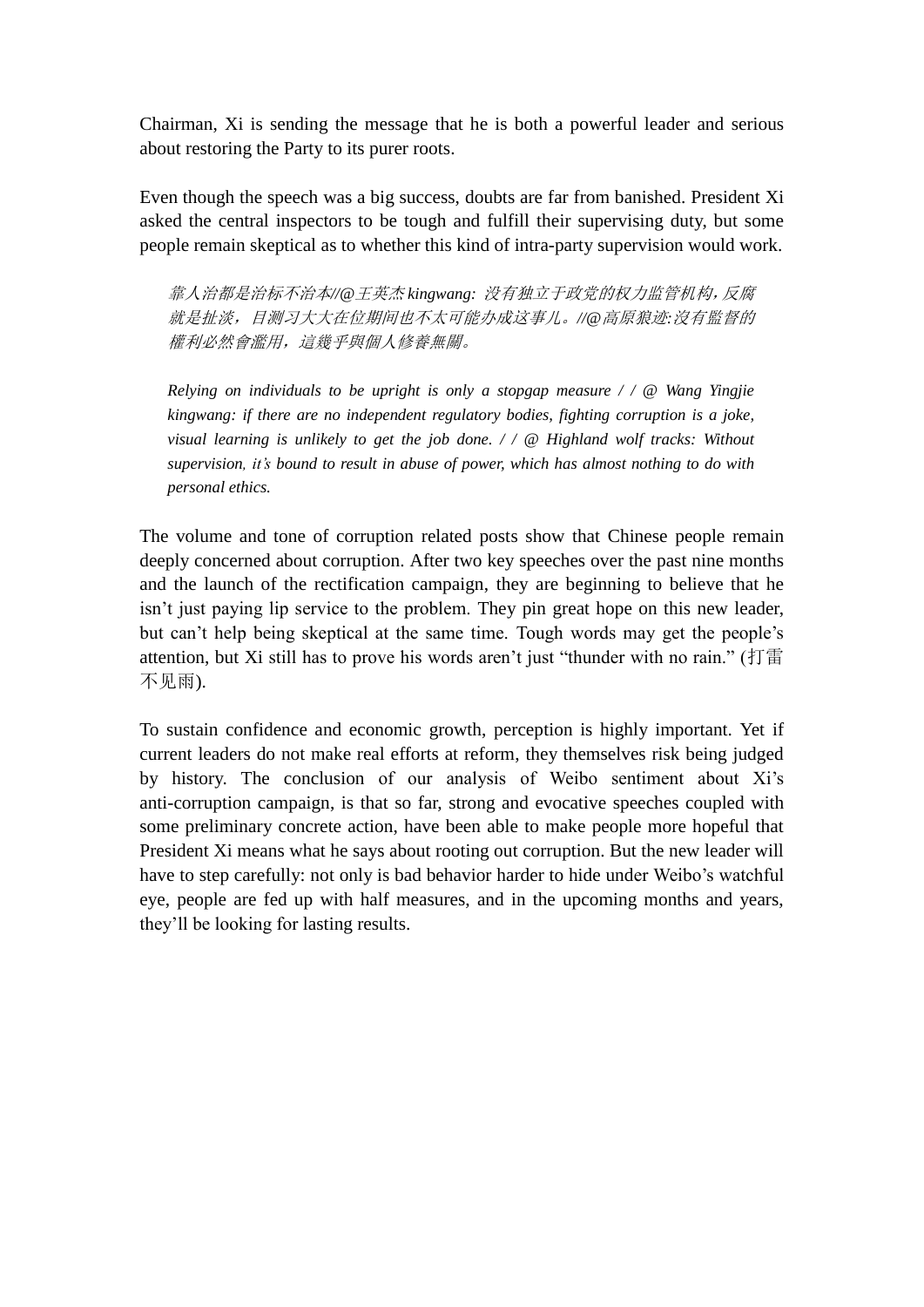Chairman, Xi is sending the message that he is both a powerful leader and serious about restoring the Party to its purer roots.

Even though the speech was a big success, doubts are far from banished. President Xi asked the central inspectors to be tough and fulfill their supervising duty, but some people remain skeptical as to whether this kind of intra-party supervision would work.

> *靠人治都是治标不治本//@王英杰 kingwang: 没有独立于政党的权力监管机构，反腐就是扯淡，目测习大大在位期间也不太可能办成这事儿。//@高原狼迹:沒有監督的權利必然會濫用，這幾乎與個人修養無關。*
>
> *Relying on individuals to be upright is only a stopgap measure / / @ Wang Yingjie kingwang: if there are no independent regulatory bodies, fighting corruption is a joke, visual learning is unlikely to get the job done. / / @ Highland wolf tracks: Without supervision, it's bound to result in abuse of power, which has almost nothing to do with personal ethics.*

The volume and tone of corruption related posts show that Chinese people remain deeply concerned about corruption. After two key speeches over the past nine months and the launch of the rectification campaign, they are beginning to believe that he isn't just paying lip service to the problem. They pin great hope on this new leader, but can't help being skeptical at the same time. Tough words may get the people's attention, but Xi still has to prove his words aren't just "thunder with no rain." (打雷不见雨).

To sustain confidence and economic growth, perception is highly important. Yet if current leaders do not make real efforts at reform, they themselves risk being judged by history. The conclusion of our analysis of Weibo sentiment about Xi's anti-corruption campaign, is that so far, strong and evocative speeches coupled with some preliminary concrete action, have been able to make people more hopeful that President Xi means what he says about rooting out corruption. But the new leader will have to step carefully: not only is bad behavior harder to hide under Weibo's watchful eye, people are fed up with half measures, and in the upcoming months and years, they'll be looking for lasting results.